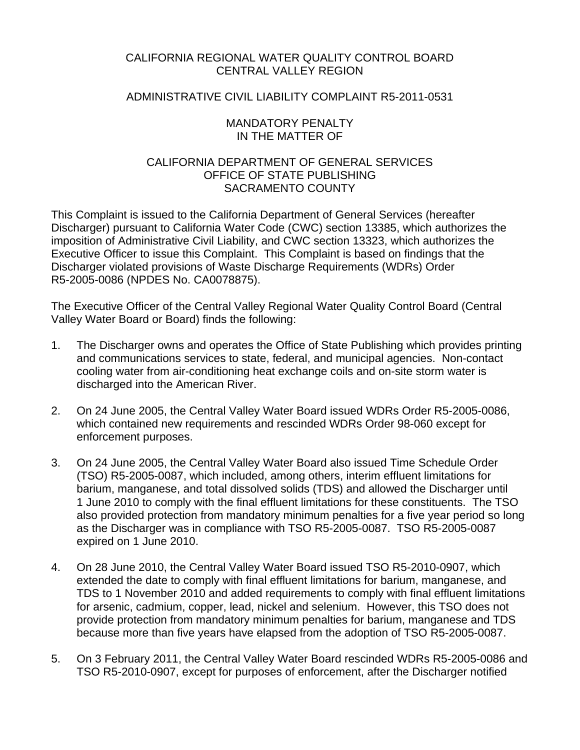# CALIFORNIA REGIONAL WATER QUALITY CONTROL BOARD
# CENTRAL VALLEY REGION

## ADMINISTRATIVE CIVIL LIABILITY COMPLAINT R5-2011-0531

## MANDATORY PENALTY
## IN THE MATTER OF

## CALIFORNIA DEPARTMENT OF GENERAL SERVICES
## OFFICE OF STATE PUBLISHING
## SACRAMENTO COUNTY

This Complaint is issued to the California Department of General Services (hereafter Discharger) pursuant to California Water Code (CWC) section 13385, which authorizes the imposition of Administrative Civil Liability, and CWC section 13323, which authorizes the Executive Officer to issue this Complaint. This Complaint is based on findings that the Discharger violated provisions of Waste Discharge Requirements (WDRs) Order R5-2005-0086 (NPDES No. CA0078875).

The Executive Officer of the Central Valley Regional Water Quality Control Board (Central Valley Water Board or Board) finds the following:

1. The Discharger owns and operates the Office of State Publishing which provides printing and communications services to state, federal, and municipal agencies. Non-contact cooling water from air-conditioning heat exchange coils and on-site storm water is discharged into the American River.

2. On 24 June 2005, the Central Valley Water Board issued WDRs Order R5-2005-0086, which contained new requirements and rescinded WDRs Order 98-060 except for enforcement purposes.

3. On 24 June 2005, the Central Valley Water Board also issued Time Schedule Order (TSO) R5-2005-0087, which included, among others, interim effluent limitations for barium, manganese, and total dissolved solids (TDS) and allowed the Discharger until 1 June 2010 to comply with the final effluent limitations for these constituents. The TSO also provided protection from mandatory minimum penalties for a five year period so long as the Discharger was in compliance with TSO R5-2005-0087. TSO R5-2005-0087 expired on 1 June 2010.

4. On 28 June 2010, the Central Valley Water Board issued TSO R5-2010-0907, which extended the date to comply with final effluent limitations for barium, manganese, and TDS to 1 November 2010 and added requirements to comply with final effluent limitations for arsenic, cadmium, copper, lead, nickel and selenium. However, this TSO does not provide protection from mandatory minimum penalties for barium, manganese and TDS because more than five years have elapsed from the adoption of TSO R5-2005-0087.

5. On 3 February 2011, the Central Valley Water Board rescinded WDRs R5-2005-0086 and TSO R5-2010-0907, except for purposes of enforcement, after the Discharger notified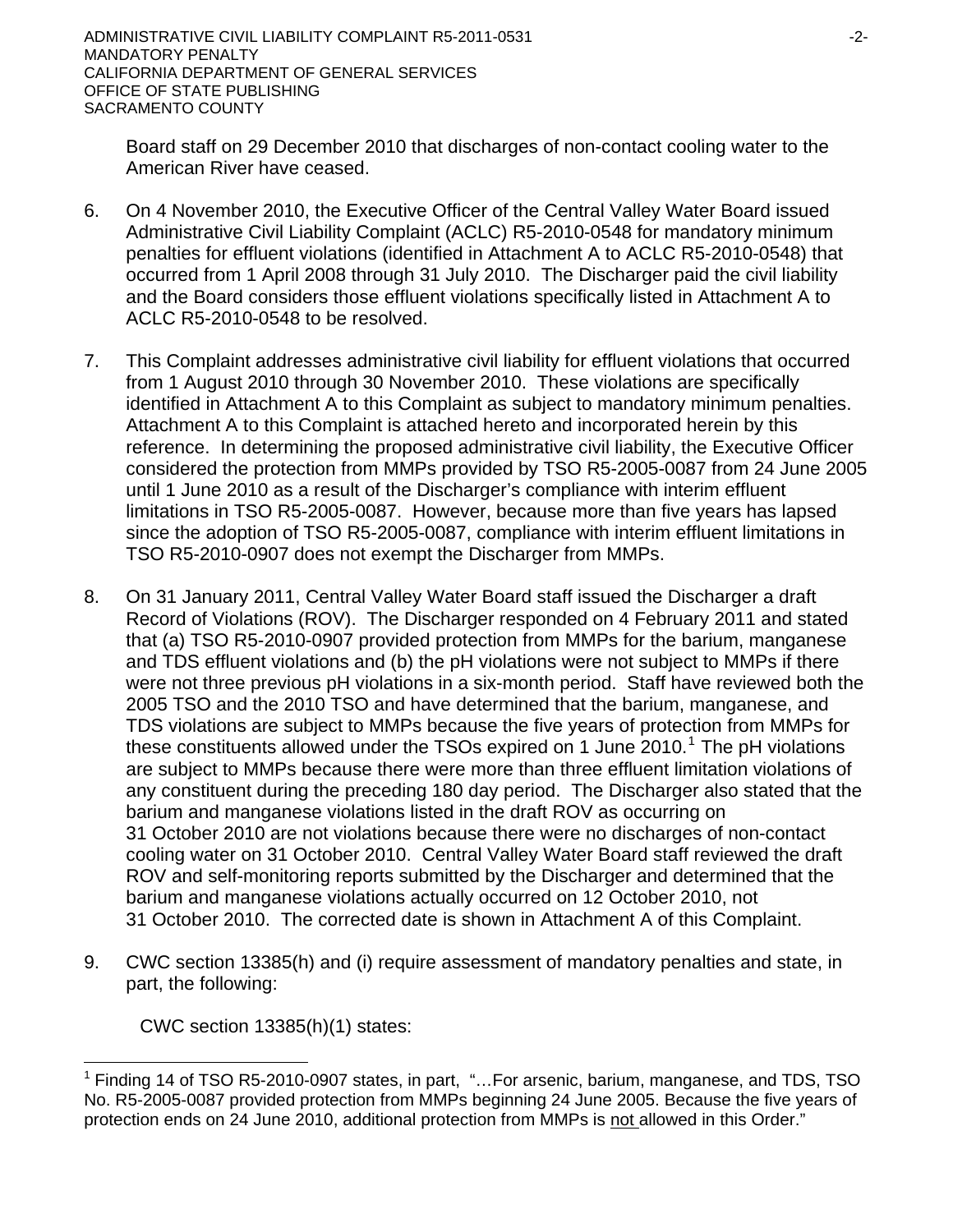Board staff on 29 December 2010 that discharges of non-contact cooling water to the American River have ceased.

6. On 4 November 2010, the Executive Officer of the Central Valley Water Board issued Administrative Civil Liability Complaint (ACLC) R5-2010-0548 for mandatory minimum penalties for effluent violations (identified in Attachment A to ACLC R5-2010-0548) that occurred from 1 April 2008 through 31 July 2010. The Discharger paid the civil liability and the Board considers those effluent violations specifically listed in Attachment A to ACLC R5-2010-0548 to be resolved.

7. This Complaint addresses administrative civil liability for effluent violations that occurred from 1 August 2010 through 30 November 2010. These violations are specifically identified in Attachment A to this Complaint as subject to mandatory minimum penalties. Attachment A to this Complaint is attached hereto and incorporated herein by this reference. In determining the proposed administrative civil liability, the Executive Officer considered the protection from MMPs provided by TSO R5-2005-0087 from 24 June 2005 until 1 June 2010 as a result of the Discharger's compliance with interim effluent limitations in TSO R5-2005-0087. However, because more than five years has lapsed since the adoption of TSO R5-2005-0087, compliance with interim effluent limitations in TSO R5-2010-0907 does not exempt the Discharger from MMPs.

8. On 31 January 2011, Central Valley Water Board staff issued the Discharger a draft Record of Violations (ROV). The Discharger responded on 4 February 2011 and stated that (a) TSO R5-2010-0907 provided protection from MMPs for the barium, manganese and TDS effluent violations and (b) the pH violations were not subject to MMPs if there were not three previous pH violations in a six-month period. Staff have reviewed both the 2005 TSO and the 2010 TSO and have determined that the barium, manganese, and TDS violations are subject to MMPs because the five years of protection from MMPs for these constituents allowed under the TSOs expired on 1 June 2010.[1] The pH violations are subject to MMPs because there were more than three effluent limitation violations of any constituent during the preceding 180 day period. The Discharger also stated that the barium and manganese violations listed in the draft ROV as occurring on 31 October 2010 are not violations because there were no discharges of non-contact cooling water on 31 October 2010. Central Valley Water Board staff reviewed the draft ROV and self-monitoring reports submitted by the Discharger and determined that the barium and manganese violations actually occurred on 12 October 2010, not 31 October 2010. The corrected date is shown in Attachment A of this Complaint.

9. CWC section 13385(h) and (i) require assessment of mandatory penalties and state, in part, the following:

   CWC section 13385(h)(1) states:

---

[1] Finding 14 of TSO R5-2010-0907 states, in part, "…For arsenic, barium, manganese, and TDS, TSO No. R5-2005-0087 provided protection from MMPs beginning 24 June 2005. Because the five years of protection ends on 24 June 2010, additional protection from MMPs is not allowed in this Order."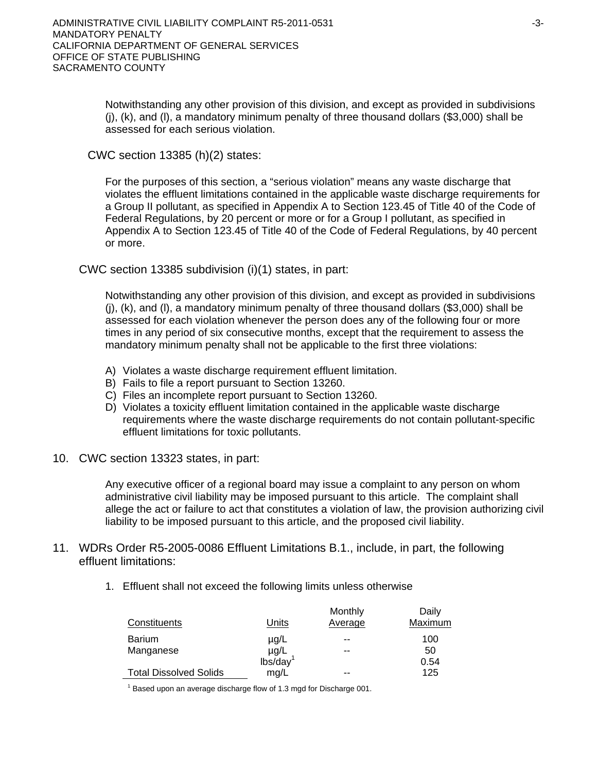> Notwithstanding any other provision of this division, and except as provided in subdivisions (j), (k), and (l), a mandatory minimum penalty of three thousand dollars ($3,000) shall be assessed for each serious violation.

CWC section 13385 (h)(2) states:

> For the purposes of this section, a "serious violation" means any waste discharge that violates the effluent limitations contained in the applicable waste discharge requirements for a Group II pollutant, as specified in Appendix A to Section 123.45 of Title 40 of the Code of Federal Regulations, by 20 percent or more or for a Group I pollutant, as specified in Appendix A to Section 123.45 of Title 40 of the Code of Federal Regulations, by 40 percent or more.

CWC section 13385 subdivision (i)(1) states, in part:

> Notwithstanding any other provision of this division, and except as provided in subdivisions (j), (k), and (l), a mandatory minimum penalty of three thousand dollars ($3,000) shall be assessed for each violation whenever the person does any of the following four or more times in any period of six consecutive months, except that the requirement to assess the mandatory minimum penalty shall not be applicable to the first three violations:
>
> A) Violates a waste discharge requirement effluent limitation.
> B) Fails to file a report pursuant to Section 13260.
> C) Files an incomplete report pursuant to Section 13260.
> D) Violates a toxicity effluent limitation contained in the applicable waste discharge requirements where the waste discharge requirements do not contain pollutant-specific effluent limitations for toxic pollutants.

10. CWC section 13323 states, in part:

> Any executive officer of a regional board may issue a complaint to any person on whom administrative civil liability may be imposed pursuant to this article. The complaint shall allege the act or failure to act that constitutes a violation of law, the provision authorizing civil liability to be imposed pursuant to this article, and the proposed civil liability.

11. WDRs Order R5-2005-0086 Effluent Limitations B.1., include, in part, the following effluent limitations:

1. Effluent shall not exceed the following limits unless otherwise

| Constituents | Units | Monthly Average | Daily Maximum |
|---|---|---|---|
| Barium | µg/L | -- | 100 |
| Manganese | µg/L | -- | 50 |
| | lbs/day[1] | | 0.54 |
| Total Dissolved Solids | mg/L | -- | 125 |

[1] Based upon an average discharge flow of 1.3 mgd for Discharge 001.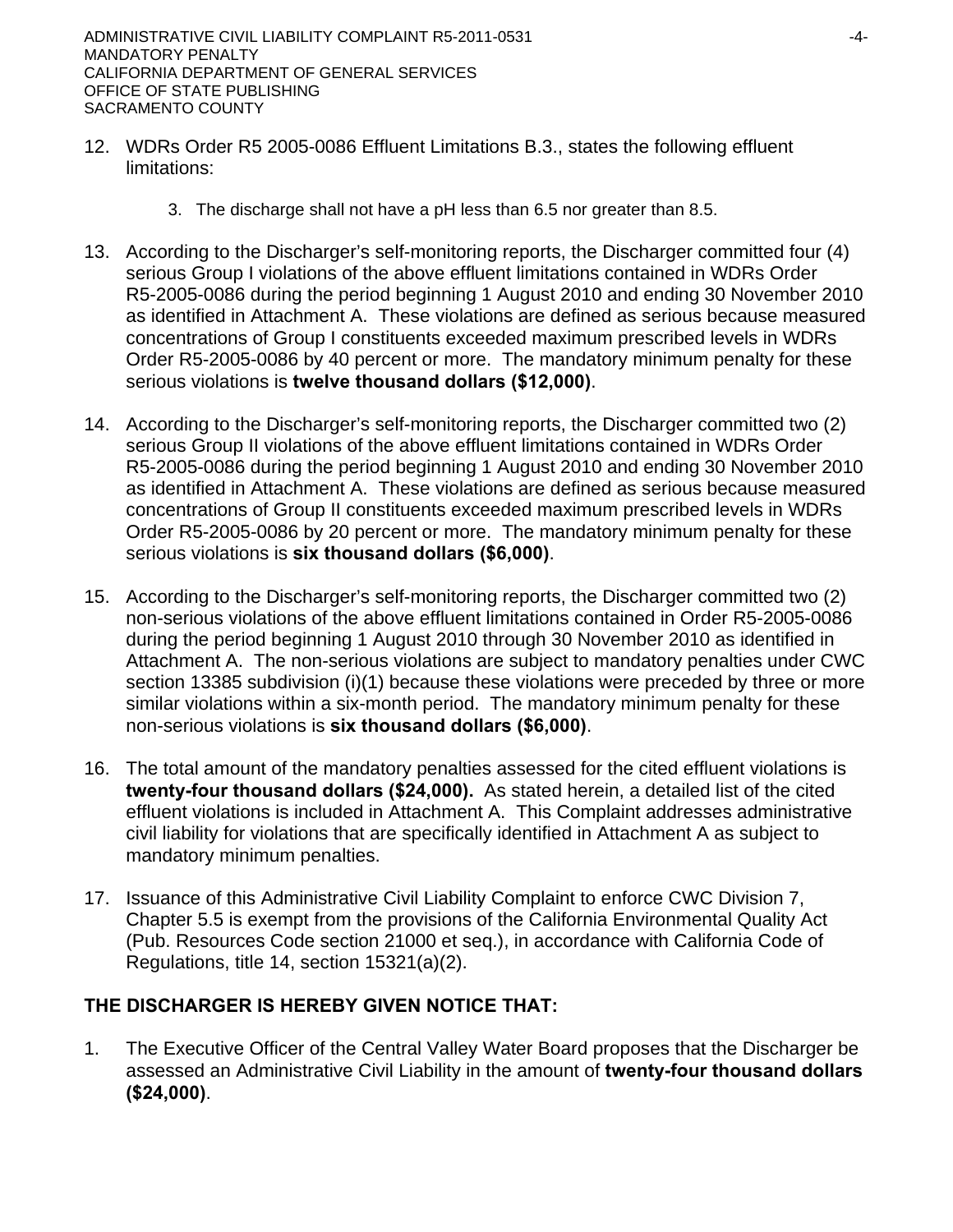12. WDRs Order R5 2005-0086 Effluent Limitations B.3., states the following effluent limitations:

    3. The discharge shall not have a pH less than 6.5 nor greater than 8.5.

13. According to the Discharger's self-monitoring reports, the Discharger committed four (4) serious Group I violations of the above effluent limitations contained in WDRs Order R5-2005-0086 during the period beginning 1 August 2010 and ending 30 November 2010 as identified in Attachment A. These violations are defined as serious because measured concentrations of Group I constituents exceeded maximum prescribed levels in WDRs Order R5-2005-0086 by 40 percent or more. The mandatory minimum penalty for these serious violations is **twelve thousand dollars ($12,000)**.

14. According to the Discharger's self-monitoring reports, the Discharger committed two (2) serious Group II violations of the above effluent limitations contained in WDRs Order R5-2005-0086 during the period beginning 1 August 2010 and ending 30 November 2010 as identified in Attachment A. These violations are defined as serious because measured concentrations of Group II constituents exceeded maximum prescribed levels in WDRs Order R5-2005-0086 by 20 percent or more. The mandatory minimum penalty for these serious violations is **six thousand dollars ($6,000)**.

15. According to the Discharger's self-monitoring reports, the Discharger committed two (2) non-serious violations of the above effluent limitations contained in Order R5-2005-0086 during the period beginning 1 August 2010 through 30 November 2010 as identified in Attachment A. The non-serious violations are subject to mandatory penalties under CWC section 13385 subdivision (i)(1) because these violations were preceded by three or more similar violations within a six-month period. The mandatory minimum penalty for these non-serious violations is **six thousand dollars ($6,000)**.

16. The total amount of the mandatory penalties assessed for the cited effluent violations is **twenty-four thousand dollars ($24,000).** As stated herein, a detailed list of the cited effluent violations is included in Attachment A. This Complaint addresses administrative civil liability for violations that are specifically identified in Attachment A as subject to mandatory minimum penalties.

17. Issuance of this Administrative Civil Liability Complaint to enforce CWC Division 7, Chapter 5.5 is exempt from the provisions of the California Environmental Quality Act (Pub. Resources Code section 21000 et seq.), in accordance with California Code of Regulations, title 14, section 15321(a)(2).

**THE DISCHARGER IS HEREBY GIVEN NOTICE THAT:**

1. The Executive Officer of the Central Valley Water Board proposes that the Discharger be assessed an Administrative Civil Liability in the amount of **twenty-four thousand dollars ($24,000)**.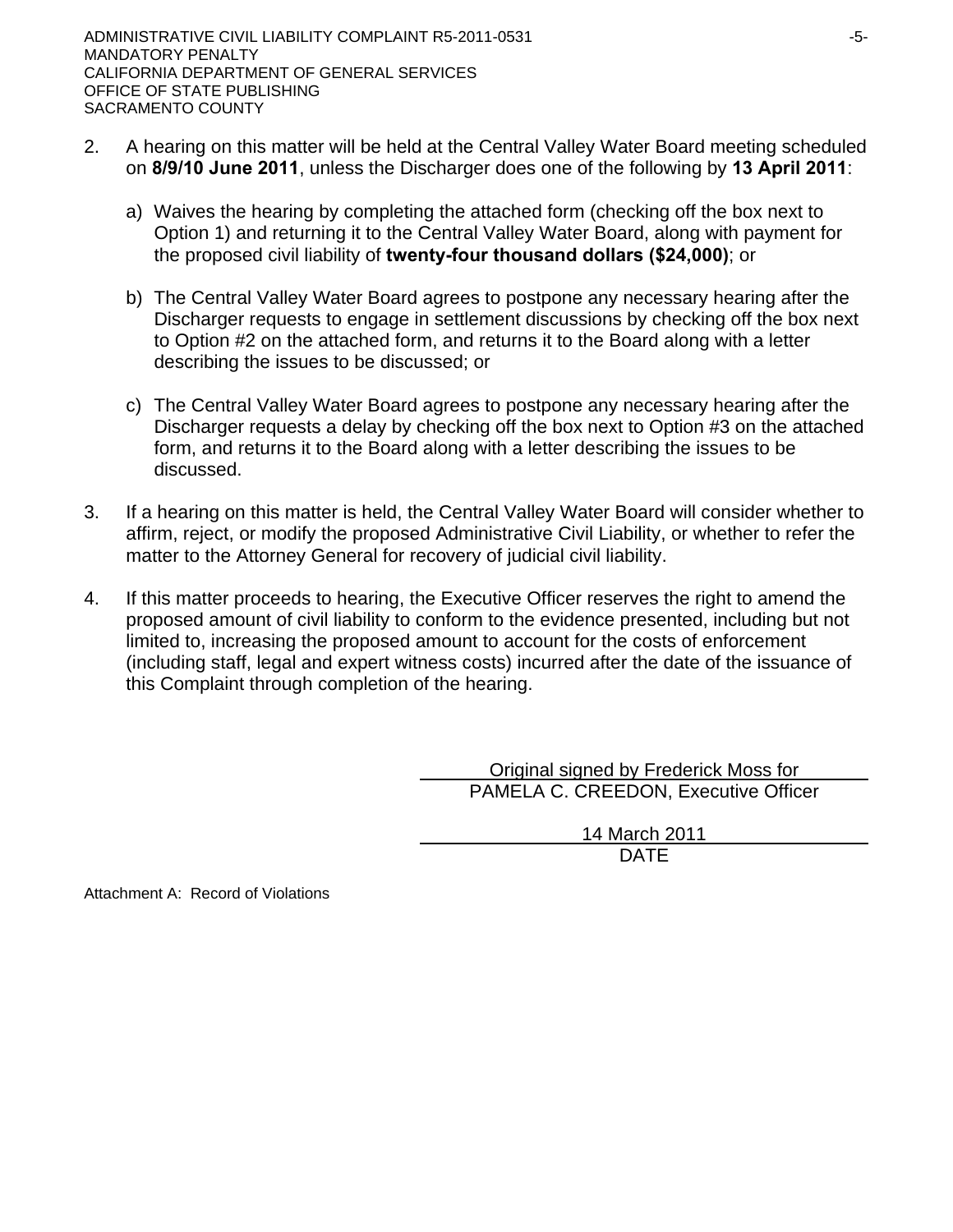2. A hearing on this matter will be held at the Central Valley Water Board meeting scheduled on **8/9/10 June 2011**, unless the Discharger does one of the following by **13 April 2011**:

   a) Waives the hearing by completing the attached form (checking off the box next to Option 1) and returning it to the Central Valley Water Board, along with payment for the proposed civil liability of **twenty-four thousand dollars ($24,000)**; or

   b) The Central Valley Water Board agrees to postpone any necessary hearing after the Discharger requests to engage in settlement discussions by checking off the box next to Option #2 on the attached form, and returns it to the Board along with a letter describing the issues to be discussed; or

   c) The Central Valley Water Board agrees to postpone any necessary hearing after the Discharger requests a delay by checking off the box next to Option #3 on the attached form, and returns it to the Board along with a letter describing the issues to be discussed.

3. If a hearing on this matter is held, the Central Valley Water Board will consider whether to affirm, reject, or modify the proposed Administrative Civil Liability, or whether to refer the matter to the Attorney General for recovery of judicial civil liability.

4. If this matter proceeds to hearing, the Executive Officer reserves the right to amend the proposed amount of civil liability to conform to the evidence presented, including but not limited to, increasing the proposed amount to account for the costs of enforcement (including staff, legal and expert witness costs) incurred after the date of the issuance of this Complaint through completion of the hearing.

Original signed by Frederick Moss for
PAMELA C. CREEDON, Executive Officer

14 March 2011
DATE

Attachment A: Record of Violations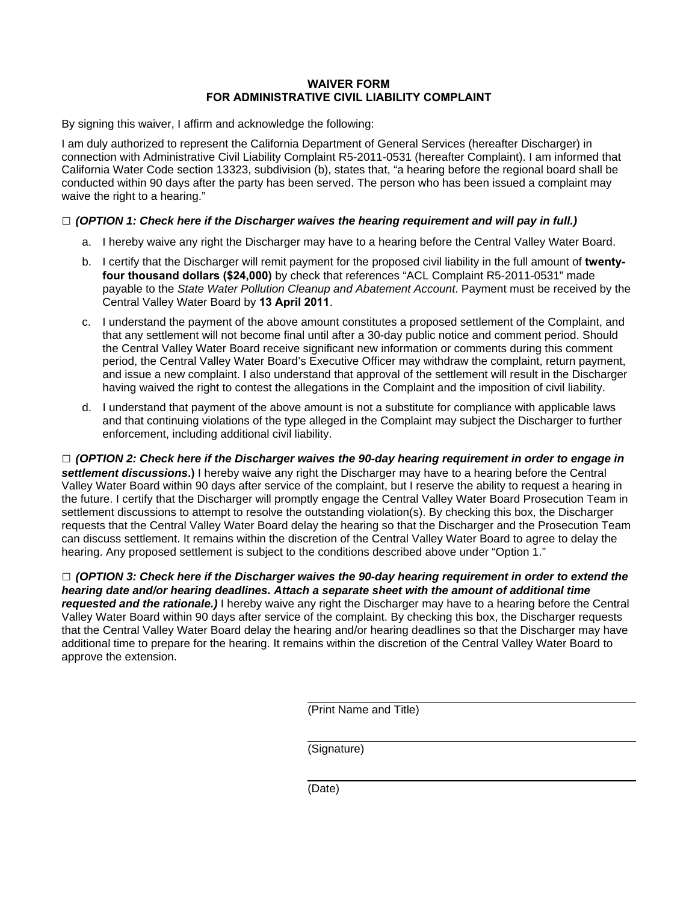**WAIVER FORM**
**FOR ADMINISTRATIVE CIVIL LIABILITY COMPLAINT**

By signing this waiver, I affirm and acknowledge the following:

I am duly authorized to represent the California Department of General Services (hereafter Discharger) in connection with Administrative Civil Liability Complaint R5-2011-0531 (hereafter Complaint). I am informed that California Water Code section 13323, subdivision (b), states that, "a hearing before the regional board shall be conducted within 90 days after the party has been served. The person who has been issued a complaint may waive the right to a hearing."

□ ***(OPTION 1: Check here if the Discharger waives the hearing requirement and will pay in full.)***

a. I hereby waive any right the Discharger may have to a hearing before the Central Valley Water Board.

b. I certify that the Discharger will remit payment for the proposed civil liability in the full amount of **twenty-four thousand dollars ($24,000)** by check that references "ACL Complaint R5-2011-0531" made payable to the *State Water Pollution Cleanup and Abatement Account*. Payment must be received by the Central Valley Water Board by **13 April 2011**.

c. I understand the payment of the above amount constitutes a proposed settlement of the Complaint, and that any settlement will not become final until after a 30-day public notice and comment period. Should the Central Valley Water Board receive significant new information or comments during this comment period, the Central Valley Water Board's Executive Officer may withdraw the complaint, return payment, and issue a new complaint. I also understand that approval of the settlement will result in the Discharger having waived the right to contest the allegations in the Complaint and the imposition of civil liability.

d. I understand that payment of the above amount is not a substitute for compliance with applicable laws and that continuing violations of the type alleged in the Complaint may subject the Discharger to further enforcement, including additional civil liability.

□ ***(OPTION 2: Check here if the Discharger waives the 90-day hearing requirement in order to engage in settlement discussions.)*** I hereby waive any right the Discharger may have to a hearing before the Central Valley Water Board within 90 days after service of the complaint, but I reserve the ability to request a hearing in the future. I certify that the Discharger will promptly engage the Central Valley Water Board Prosecution Team in settlement discussions to attempt to resolve the outstanding violation(s). By checking this box, the Discharger requests that the Central Valley Water Board delay the hearing so that the Discharger and the Prosecution Team can discuss settlement. It remains within the discretion of the Central Valley Water Board to agree to delay the hearing. Any proposed settlement is subject to the conditions described above under "Option 1."

□ ***(OPTION 3: Check here if the Discharger waives the 90-day hearing requirement in order to extend the hearing date and/or hearing deadlines. Attach a separate sheet with the amount of additional time requested and the rationale.)*** I hereby waive any right the Discharger may have to a hearing before the Central Valley Water Board within 90 days after service of the complaint. By checking this box, the Discharger requests that the Central Valley Water Board delay the hearing and/or hearing deadlines so that the Discharger may have additional time to prepare for the hearing. It remains within the discretion of the Central Valley Water Board to approve the extension.

\_\_\_\_\_\_\_\_\_\_\_\_\_\_\_\_\_\_\_\_\_\_\_\_\_\_\_\_\_\_\_\_\_\_\_\_
(Print Name and Title)

\_\_\_\_\_\_\_\_\_\_\_\_\_\_\_\_\_\_\_\_\_\_\_\_\_\_\_\_\_\_\_\_\_\_\_\_
(Signature)

\_\_\_\_\_\_\_\_\_\_\_\_\_\_\_\_\_\_\_\_\_\_\_\_\_\_\_\_\_\_\_\_\_\_\_\_
(Date)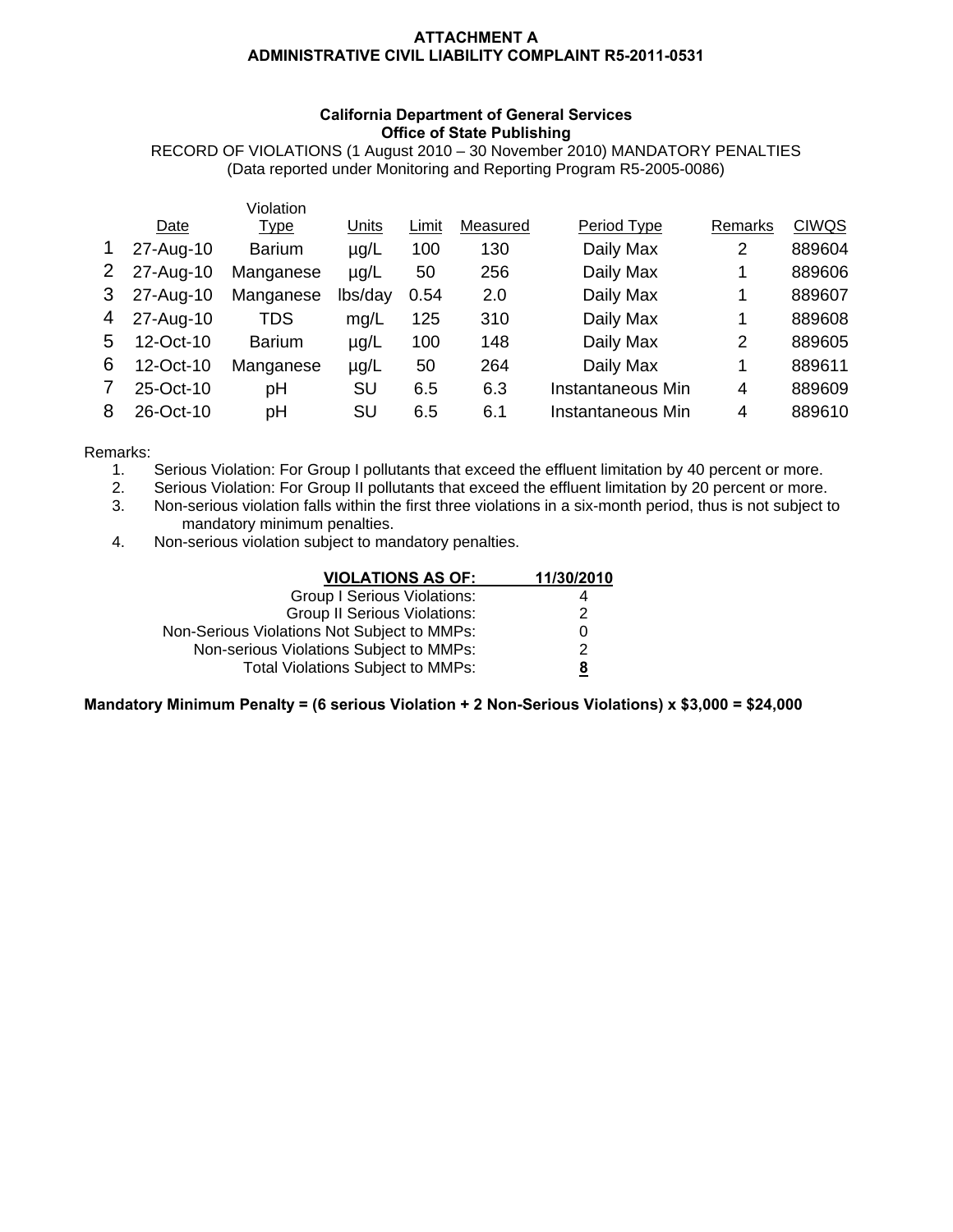**ATTACHMENT A**
**ADMINISTRATIVE CIVIL LIABILITY COMPLAINT R5-2011-0531**

**California Department of General Services**
**Office of State Publishing**
RECORD OF VIOLATIONS (1 August 2010 – 30 November 2010) MANDATORY PENALTIES
(Data reported under Monitoring and Reporting Program R5-2005-0086)

| | Date | Violation Type | Units | Limit | Measured | Period Type | Remarks | CIWQS |
|---|---|---|---|---|---|---|---|---|
| 1 | 27-Aug-10 | Barium | µg/L | 100 | 130 | Daily Max | 2 | 889604 |
| 2 | 27-Aug-10 | Manganese | µg/L | 50 | 256 | Daily Max | 1 | 889606 |
| 3 | 27-Aug-10 | Manganese | lbs/day | 0.54 | 2.0 | Daily Max | 1 | 889607 |
| 4 | 27-Aug-10 | TDS | mg/L | 125 | 310 | Daily Max | 1 | 889608 |
| 5 | 12-Oct-10 | Barium | µg/L | 100 | 148 | Daily Max | 2 | 889605 |
| 6 | 12-Oct-10 | Manganese | µg/L | 50 | 264 | Daily Max | 1 | 889611 |
| 7 | 25-Oct-10 | pH | SU | 6.5 | 6.3 | Instantaneous Min | 4 | 889609 |
| 8 | 26-Oct-10 | pH | SU | 6.5 | 6.1 | Instantaneous Min | 4 | 889610 |

Remarks:

1. Serious Violation: For Group I pollutants that exceed the effluent limitation by 40 percent or more.
2. Serious Violation: For Group II pollutants that exceed the effluent limitation by 20 percent or more.
3. Non-serious violation falls within the first three violations in a six-month period, thus is not subject to mandatory minimum penalties.
4. Non-serious violation subject to mandatory penalties.

| VIOLATIONS AS OF: | 11/30/2010 |
|---|---|
| Group I Serious Violations: | 4 |
| Group II Serious Violations: | 2 |
| Non-Serious Violations Not Subject to MMPs: | 0 |
| Non-serious Violations Subject to MMPs: | 2 |
| Total Violations Subject to MMPs: | **8** |

**Mandatory Minimum Penalty = (6 serious Violation + 2 Non-Serious Violations) x $3,000 = $24,000**